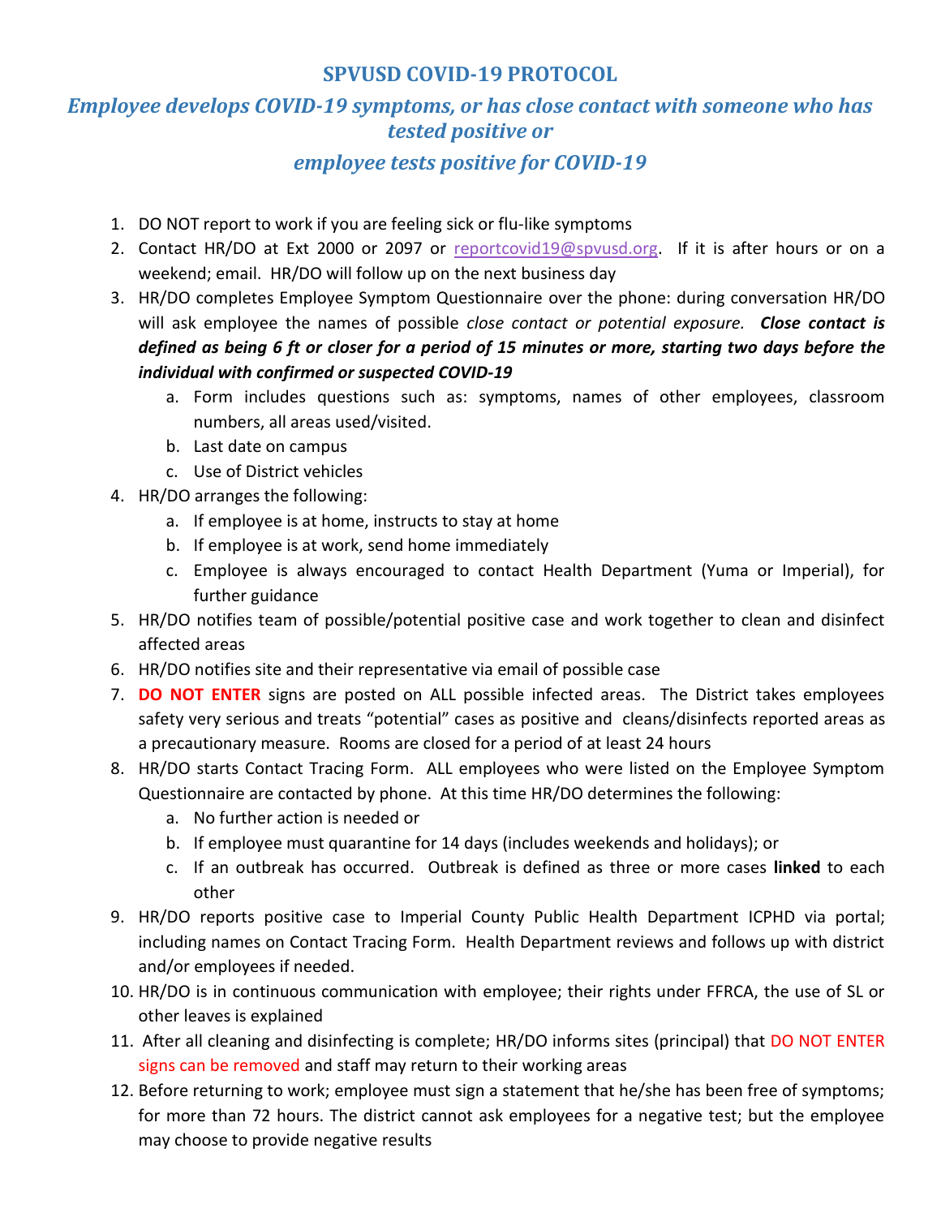# SPVUSD COVID-19 PROTOCOL

## *Employee develops COVID-19 symptoms, or has close contact with someone who has tested positive or employee tests positive for COVID-19*

1. DO NOT report to work if you are feeling sick or flu-like symptoms
2. Contact HR/DO at Ext 2000 or 2097 or reportcovid19@spvusd.org. If it is after hours or on a weekend; email. HR/DO will follow up on the next business day
3. HR/DO completes Employee Symptom Questionnaire over the phone: during conversation HR/DO will ask employee the names of possible *close contact or potential exposure.* ***Close contact is defined as being 6 ft or closer for a period of 15 minutes or more, starting two days before the individual with confirmed or suspected COVID-19***
    a. Form includes questions such as: symptoms, names of other employees, classroom numbers, all areas used/visited.
    b. Last date on campus
    c. Use of District vehicles
4. HR/DO arranges the following:
    a. If employee is at home, instructs to stay at home
    b. If employee is at work, send home immediately
    c. Employee is always encouraged to contact Health Department (Yuma or Imperial), for further guidance
5. HR/DO notifies team of possible/potential positive case and work together to clean and disinfect affected areas
6. HR/DO notifies site and their representative via email of possible case
7. **DO NOT ENTER** signs are posted on ALL possible infected areas. The District takes employees safety very serious and treats "potential" cases as positive and cleans/disinfects reported areas as a precautionary measure. Rooms are closed for a period of at least 24 hours
8. HR/DO starts Contact Tracing Form. ALL employees who were listed on the Employee Symptom Questionnaire are contacted by phone. At this time HR/DO determines the following:
    a. No further action is needed or
    b. If employee must quarantine for 14 days (includes weekends and holidays); or
    c. If an outbreak has occurred. Outbreak is defined as three or more cases **linked** to each other
9. HR/DO reports positive case to Imperial County Public Health Department ICPHD via portal; including names on Contact Tracing Form. Health Department reviews and follows up with district and/or employees if needed.
10. HR/DO is in continuous communication with employee; their rights under FFRCA, the use of SL or other leaves is explained
11. After all cleaning and disinfecting is complete; HR/DO informs sites (principal) that DO NOT ENTER signs can be removed and staff may return to their working areas
12. Before returning to work; employee must sign a statement that he/she has been free of symptoms; for more than 72 hours. The district cannot ask employees for a negative test; but the employee may choose to provide negative results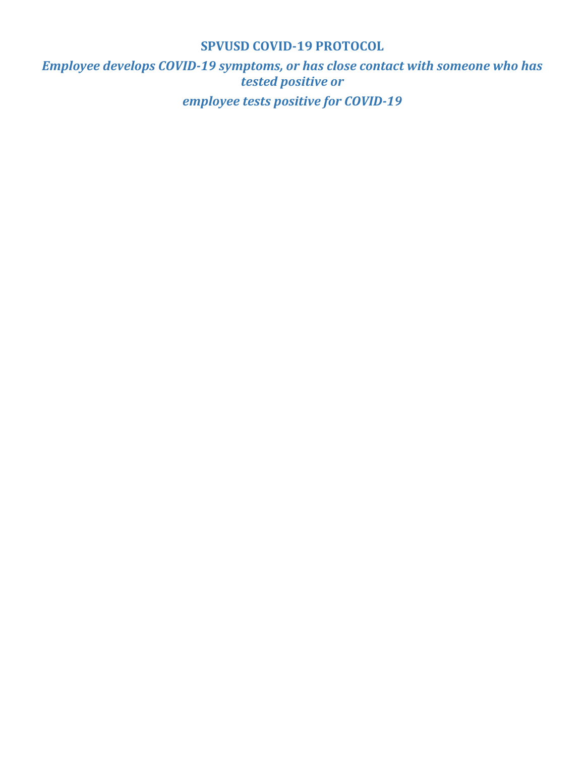# SPVUSD COVID-19 PROTOCOL

## *Employee develops COVID-19 symptoms, or has close contact with someone who has tested positive or employee tests positive for COVID-19*